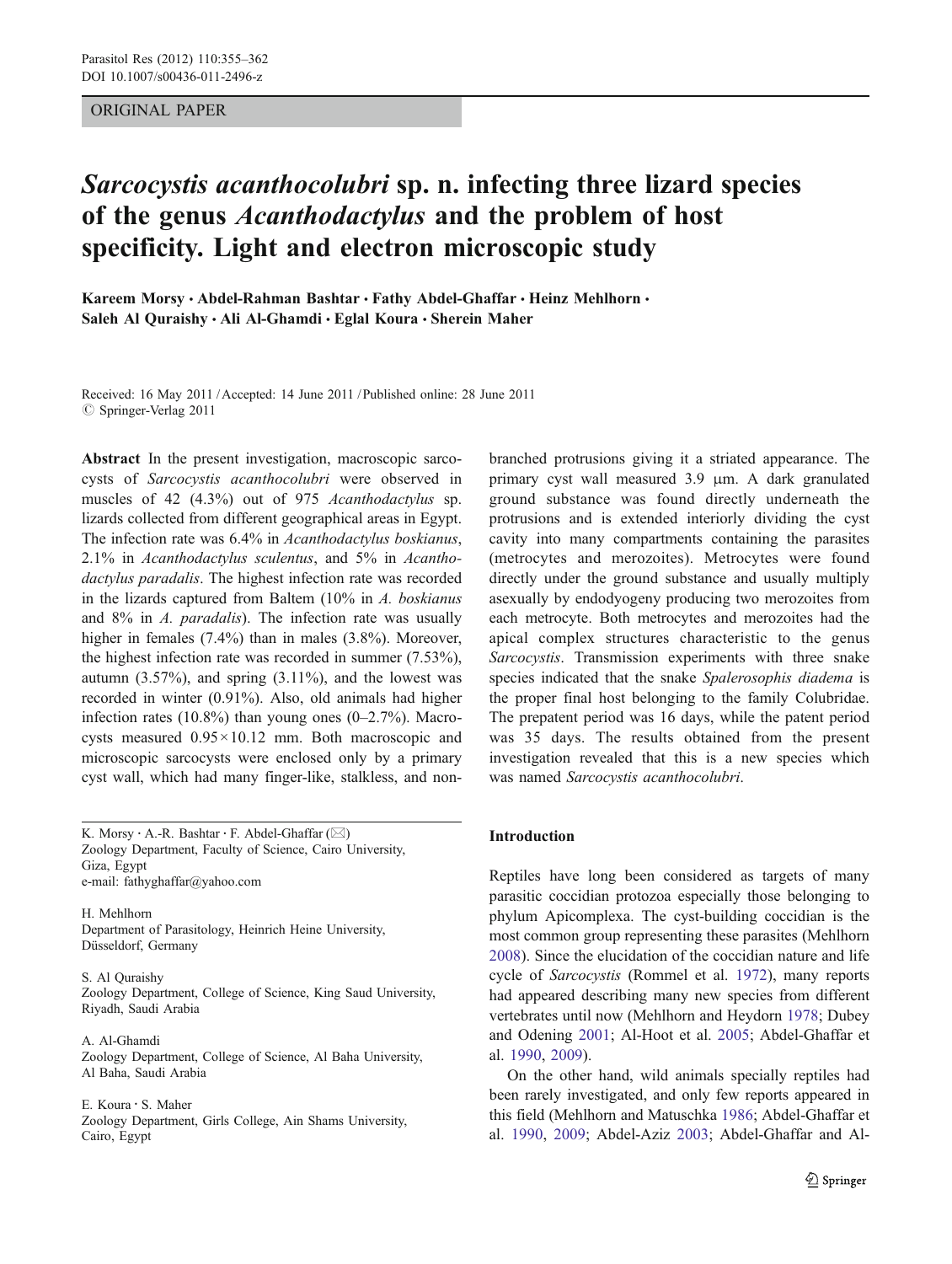ORIGINAL PAPER

# *Sarcocystis acanthocolubri* sp. n. infecting three lizard species of the genus *Acanthodactylus* and the problem of host specificity. Light and electron microscopic study

**Kareem Morsy · Abdel-Rahman Bashtar · Fathy Abdel-Ghaffar · Heinz Mehlhorn · Saleh Al Quraishy · Ali Al-Ghamdi · Eglal Koura · Sherein Maher**

Received: 16 May 2011 / Accepted: 14 June 2011 / Published online: 28 June 2011
© Springer-Verlag 2011

**Abstract** In the present investigation, macroscopic sarcocysts of *Sarcocystis acanthocolubri* were observed in muscles of 42 (4.3%) out of 975 *Acanthodactylus* sp. lizards collected from different geographical areas in Egypt. The infection rate was 6.4% in *Acanthodactylus boskianus*, 2.1% in *Acanthodactylus sculentus*, and 5% in *Acanthodactylus paradalis*. The highest infection rate was recorded in the lizards captured from Baltem (10% in *A. boskianus* and 8% in *A. paradalis*). The infection rate was usually higher in females (7.4%) than in males (3.8%). Moreover, the highest infection rate was recorded in summer (7.53%), autumn (3.57%), and spring (3.11%), and the lowest was recorded in winter (0.91%). Also, old animals had higher infection rates (10.8%) than young ones (0–2.7%). Macrocysts measured $0.95 \times 10.12$ mm. Both macroscopic and microscopic sarcocysts were enclosed only by a primary cyst wall, which had many finger-like, stalkless, and non-branched protrusions giving it a striated appearance. The primary cyst wall measured 3.9 μm. A dark granulated ground substance was found directly underneath the protrusions and is extended interiorly dividing the cyst cavity into many compartments containing the parasites (metrocytes and merozoites). Metrocytes were found directly under the ground substance and usually multiply asexually by endodyogeny producing two merozoites from each metrocyte. Both metrocytes and merozoites had the apical complex structures characteristic to the genus *Sarcocystis*. Transmission experiments with three snake species indicated that the snake *Spalerosophis diadema* is the proper final host belonging to the family Colubridae. The prepatent period was 16 days, while the patent period was 35 days. The results obtained from the present investigation revealed that this is a new species which was named *Sarcocystis acanthocolubri*.

K. Morsy · A.-R. Bashtar · F. Abdel-Ghaffar (✉)
Zoology Department, Faculty of Science, Cairo University, Giza, Egypt
e-mail: fathyghaffar@yahoo.com

H. Mehlhorn
Department of Parasitology, Heinrich Heine University, Düsseldorf, Germany

S. Al Quraishy
Zoology Department, College of Science, King Saud University, Riyadh, Saudi Arabia

A. Al-Ghamdi
Zoology Department, College of Science, Al Baha University, Al Baha, Saudi Arabia

E. Koura · S. Maher
Zoology Department, Girls College, Ain Shams University, Cairo, Egypt

## Introduction

Reptiles have long been considered as targets of many parasitic coccidian protozoa especially those belonging to phylum Apicomplexa. The cyst-building coccidian is the most common group representing these parasites (Mehlhorn 2008). Since the elucidation of the coccidian nature and life cycle of *Sarcocystis* (Rommel et al. 1972), many reports had appeared describing many new species from different vertebrates until now (Mehlhorn and Heydorn 1978; Dubey and Odening 2001; Al-Hoot et al. 2005; Abdel-Ghaffar et al. 1990, 2009).

On the other hand, wild animals specially reptiles had been rarely investigated, and only few reports appeared in this field (Mehlhorn and Matuschka 1986; Abdel-Ghaffar et al. 1990, 2009; Abdel-Aziz 2003; Abdel-Ghaffar and Al-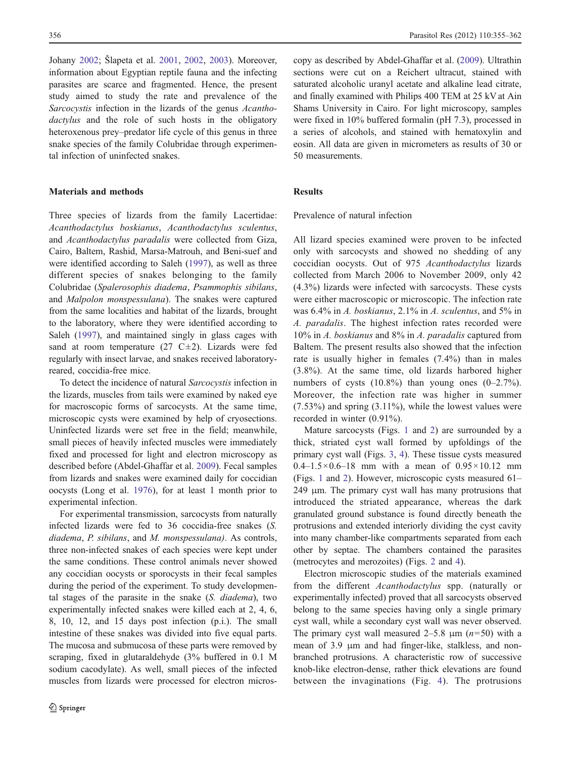Johany 2002; Šlapeta et al. 2001, 2002, 2003). Moreover, information about Egyptian reptile fauna and the infecting parasites are scarce and fragmented. Hence, the present study aimed to study the rate and prevalence of the *Sarcocystis* infection in the lizards of the genus *Acanthodactylus* and the role of such hosts in the obligatory heteroxenous prey–predator life cycle of this genus in three snake species of the family Colubridae through experimental infection of uninfected snakes.

## Materials and methods

Three species of lizards from the family Lacertidae: *Acanthodactylus boskianus*, *Acanthodactylus sculentus*, and *Acanthodactylus paradalis* were collected from Giza, Cairo, Baltem, Rashid, Marsa-Matrouh, and Beni-suef and were identified according to Saleh (1997), as well as three different species of snakes belonging to the family Colubridae (*Spalerosophis diadema*, *Psammophis sibilans*, and *Malpolon monspessulana*). The snakes were captured from the same localities and habitat of the lizards, brought to the laboratory, where they were identified according to Saleh (1997), and maintained singly in glass cages with sand at room temperature (27 C±2). Lizards were fed regularly with insect larvae, and snakes received laboratory-reared, coccidia-free mice.

To detect the incidence of natural *Sarcocystis* infection in the lizards, muscles from tails were examined by naked eye for macroscopic forms of sarcocysts. At the same time, microscopic cysts were examined by help of cryosections. Uninfected lizards were set free in the field; meanwhile, small pieces of heavily infected muscles were immediately fixed and processed for light and electron microscopy as described before (Abdel-Ghaffar et al. 2009). Fecal samples from lizards and snakes were examined daily for coccidian oocysts (Long et al. 1976), for at least 1 month prior to experimental infection.

For experimental transmission, sarcocysts from naturally infected lizards were fed to 36 coccidia-free snakes (*S. diadema*, *P. sibilans*, and *M. monspessulana)*. As controls, three non-infected snakes of each species were kept under the same conditions. These control animals never showed any coccidian oocysts or sporocysts in their fecal samples during the period of the experiment. To study developmental stages of the parasite in the snake (*S. diadema*), two experimentally infected snakes were killed each at 2, 4, 6, 8, 10, 12, and 15 days post infection (p.i.). The small intestine of these snakes was divided into five equal parts. The mucosa and submucosa of these parts were removed by scraping, fixed in glutaraldehyde (3% buffered in 0.1 M sodium cacodylate). As well, small pieces of the infected muscles from lizards were processed for electron microscopy as described by Abdel-Ghaffar et al. (2009). Ultrathin sections were cut on a Reichert ultracut, stained with saturated alcoholic uranyl acetate and alkaline lead citrate, and finally examined with Philips 400 TEM at 25 kV at Ain Shams University in Cairo. For light microscopy, samples were fixed in 10% buffered formalin (pH 7.3), processed in a series of alcohols, and stained with hematoxylin and eosin. All data are given in micrometers as results of 30 or 50 measurements.

## Results

### Prevalence of natural infection

All lizard species examined were proven to be infected only with sarcocysts and showed no shedding of any coccidian oocysts. Out of 975 *Acanthodactylus* lizards collected from March 2006 to November 2009, only 42 (4.3%) lizards were infected with sarcocysts. These cysts were either macroscopic or microscopic. The infection rate was 6.4% in *A. boskianus*, 2.1% in *A. sculentus*, and 5% in *A. paradalis*. The highest infection rates recorded were 10% in *A. boskianus* and 8% in *A. paradalis* captured from Baltem. The present results also showed that the infection rate is usually higher in females (7.4%) than in males (3.8%). At the same time, old lizards harbored higher numbers of cysts (10.8%) than young ones (0–2.7%). Moreover, the infection rate was higher in summer (7.53%) and spring (3.11%), while the lowest values were recorded in winter (0.91%).

Mature sarcocysts (Figs. 1 and 2) are surrounded by a thick, striated cyst wall formed by upfoldings of the primary cyst wall (Figs. 3, 4). These tissue cysts measured 0.4–1.5×0.6–18 mm with a mean of 0.95×10.12 mm (Figs. 1 and 2). However, microscopic cysts measured 61–249 μm. The primary cyst wall has many protrusions that introduced the striated appearance, whereas the dark granulated ground substance is found directly beneath the protrusions and extended interiorly dividing the cyst cavity into many chamber-like compartments separated from each other by septae. The chambers contained the parasites (metrocytes and merozoites) (Figs. 2 and 4).

Electron microscopic studies of the materials examined from the different *Acanthodactylus* spp. (naturally or experimentally infected) proved that all sarcocysts observed belong to the same species having only a single primary cyst wall, while a secondary cyst wall was never observed. The primary cyst wall measured 2–5.8 μm ($n$=50) with a mean of 3.9 μm and had finger-like, stalkless, and non-branched protrusions. A characteristic row of successive knob-like electron-dense, rather thick elevations are found between the invaginations (Fig. 4). The protrusions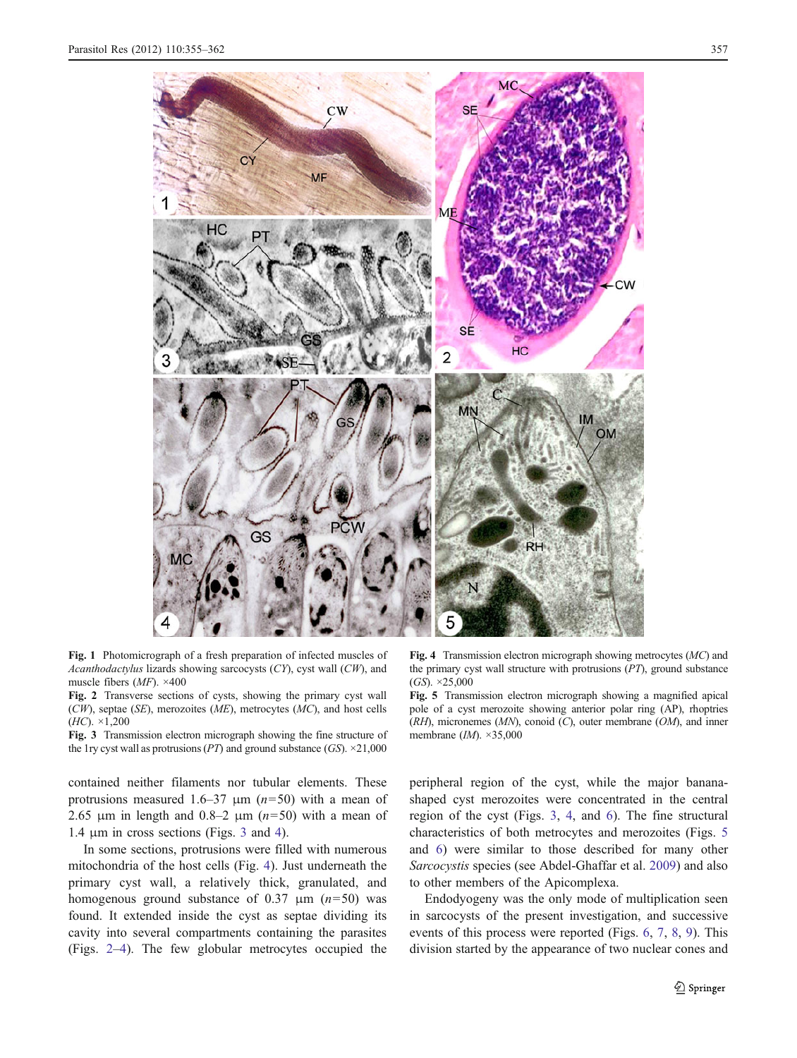**Fig. 1** Photomicrograph of a fresh preparation of infected muscles of *Acanthodactylus* lizards showing sarcocysts (*CY*), cyst wall (*CW*), and muscle fibers (*MF*). ×400

**Fig. 2** Transverse sections of cysts, showing the primary cyst wall (*CW*), septae (*SE*), merozoites (*ME*), metrocytes (*MC*), and host cells (*HC*). ×1,200

**Fig. 3** Transmission electron micrograph showing the fine structure of the 1ry cyst wall as protrusions (*PT*) and ground substance (*GS*). ×21,000

**Fig. 4** Transmission electron micrograph showing metrocytes (*MC*) and the primary cyst wall structure with protrusions (*PT*), ground substance (*GS*). ×25,000

**Fig. 5** Transmission electron micrograph showing a magnified apical pole of a cyst merozoite showing anterior polar ring (AP), rhoptries (*RH*), micronemes (*MN*), conoid (*C*), outer membrane (*OM*), and inner membrane (*IM*). ×35,000

contained neither filaments nor tubular elements. These protrusions measured 1.6–37 μm ($n=50$) with a mean of 2.65 μm in length and 0.8–2 μm ($n=50$) with a mean of 1.4 μm in cross sections (Figs. 3 and 4).

In some sections, protrusions were filled with numerous mitochondria of the host cells (Fig. 4). Just underneath the primary cyst wall, a relatively thick, granulated, and homogenous ground substance of 0.37 μm ($n=50$) was found. It extended inside the cyst as septae dividing its cavity into several compartments containing the parasites (Figs. 2–4). The few globular metrocytes occupied the peripheral region of the cyst, while the major banana-shaped cyst merozoites were concentrated in the central region of the cyst (Figs. 3, 4, and 6). The fine structural characteristics of both metrocytes and merozoites (Figs. 5 and 6) were similar to those described for many other *Sarcocystis* species (see Abdel-Ghaffar et al. 2009) and also to other members of the Apicomplexa.

Endodyogeny was the only mode of multiplication seen in sarcocysts of the present investigation, and successive events of this process were reported (Figs. 6, 7, 8, 9). This division started by the appearance of two nuclear cones and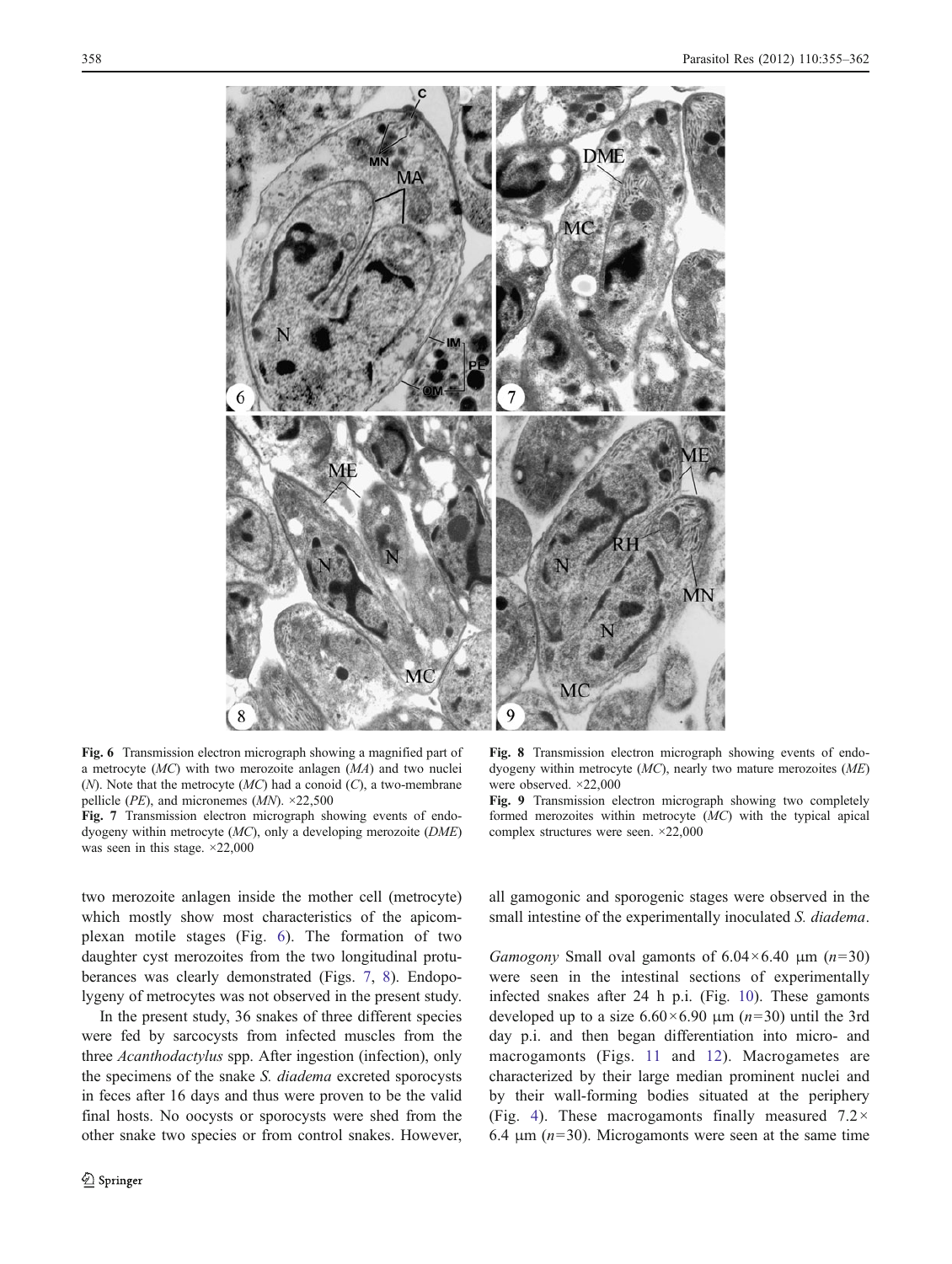Fig. 6 Transmission electron micrograph showing a magnified part of a metrocyte (*MC*) with two merozoite anlagen (*MA*) and two nuclei (*N*). Note that the metrocyte (*MC*) had a conoid (*C*), a two-membrane pellicle (*PE*), and micronemes (*MN*). ×22,500

Fig. 7 Transmission electron micrograph showing events of endodyogeny within metrocyte (*MC*), only a developing merozoite (*DME*) was seen in this stage. ×22,000

Fig. 8 Transmission electron micrograph showing events of endodyogeny within metrocyte (*MC*), nearly two mature merozoites (*ME*) were observed. ×22,000

Fig. 9 Transmission electron micrograph showing two completely formed merozoites within metrocyte (*MC*) with the typical apical complex structures were seen. ×22,000

two merozoite anlagen inside the mother cell (metrocyte) which mostly show most characteristics of the apicomplexan motile stages (Fig. 6). The formation of two daughter cyst merozoites from the two longitudinal protuberances was clearly demonstrated (Figs. 7, 8). Endopolygeny of metrocytes was not observed in the present study.

In the present study, 36 snakes of three different species were fed by sarcocysts from infected muscles from the three *Acanthodactylus* spp. After ingestion (infection), only the specimens of the snake *S. diadema* excreted sporocysts in feces after 16 days and thus were proven to be the valid final hosts. No oocysts or sporocysts were shed from the other snake two species or from control snakes. However, all gamogonic and sporogenic stages were observed in the small intestine of the experimentally inoculated *S. diadema*.

*Gamogony* Small oval gamonts of 6.04×6.40 μm ($n$=30) were seen in the intestinal sections of experimentally infected snakes after 24 h p.i. (Fig. 10). These gamonts developed up to a size 6.60×6.90 μm ($n$=30) until the 3rd day p.i. and then began differentiation into micro- and macrogamonts (Figs. 11 and 12). Macrogametes are characterized by their large median prominent nuclei and by their wall-forming bodies situated at the periphery (Fig. 4). These macrogamonts finally measured 7.2× 6.4 μm ($n$=30). Microgamonts were seen at the same time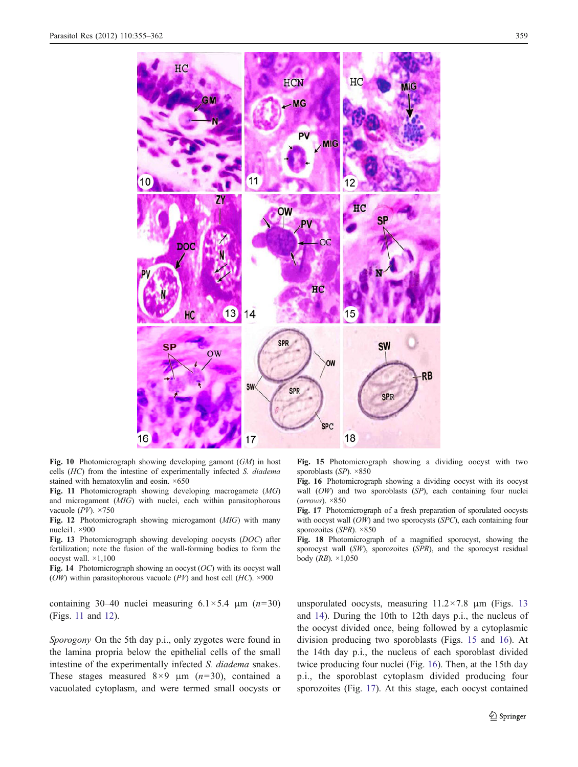**Fig. 10** Photomicrograph showing developing gamont (*GM*) in host cells (*HC*) from the intestine of experimentally infected *S. diadema* stained with hematoxylin and eosin. ×650

**Fig. 11** Photomicrograph showing developing macrogamete (*MG*) and microgamont (*MIG*) with nuclei, each within parasitophorous vacuole (*PV*). ×750

**Fig. 12** Photomicrograph showing microgamont (*MIG*) with many nuclei1. ×900

**Fig. 13** Photomicrograph showing developing oocysts (*DOC*) after fertilization; note the fusion of the wall-forming bodies to form the oocyst wall. ×1,100

**Fig. 14** Photomicrograph showing an oocyst (*OC*) with its oocyst wall (*OW*) within parasitophorous vacuole (*PV*) and host cell (*HC*). ×900

**Fig. 15** Photomicrograph showing a dividing oocyst with two sporoblasts (*SP*). ×850

**Fig. 16** Photomicrograph showing a dividing oocyst with its oocyst wall (*OW*) and two sporoblasts (*SP*), each containing four nuclei (*arrows*). ×850

**Fig. 17** Photomicrograph of a fresh preparation of sporulated oocysts with oocyst wall (*OW*) and two sporocysts (*SPC*), each containing four sporozoites (*SPR*). ×850

**Fig. 18** Photomicrograph of a magnified sporocyst, showing the sporocyst wall (*SW*), sporozoites (*SPR*), and the sporocyst residual body (*RB*). ×1,050

containing 30–40 nuclei measuring $6.1 \times 5.4$ μm ($n$=30) (Figs. 11 and 12).

*Sporogony* On the 5th day p.i., only zygotes were found in the lamina propria below the epithelial cells of the small intestine of the experimentally infected *S. diadema* snakes. These stages measured $8 \times 9$ μm ($n$=30), contained a vacuolated cytoplasm, and were termed small oocysts or unsporulated oocysts, measuring $11.2 \times 7.8$ μm (Figs. 13 and 14). During the 10th to 12th days p.i., the nucleus of the oocyst divided once, being followed by a cytoplasmic division producing two sporoblasts (Figs. 15 and 16). At the 14th day p.i., the nucleus of each sporoblast divided twice producing four nuclei (Fig. 16). Then, at the 15th day p.i., the sporoblast cytoplasm divided producing four sporozoites (Fig. 17). At this stage, each oocyst contained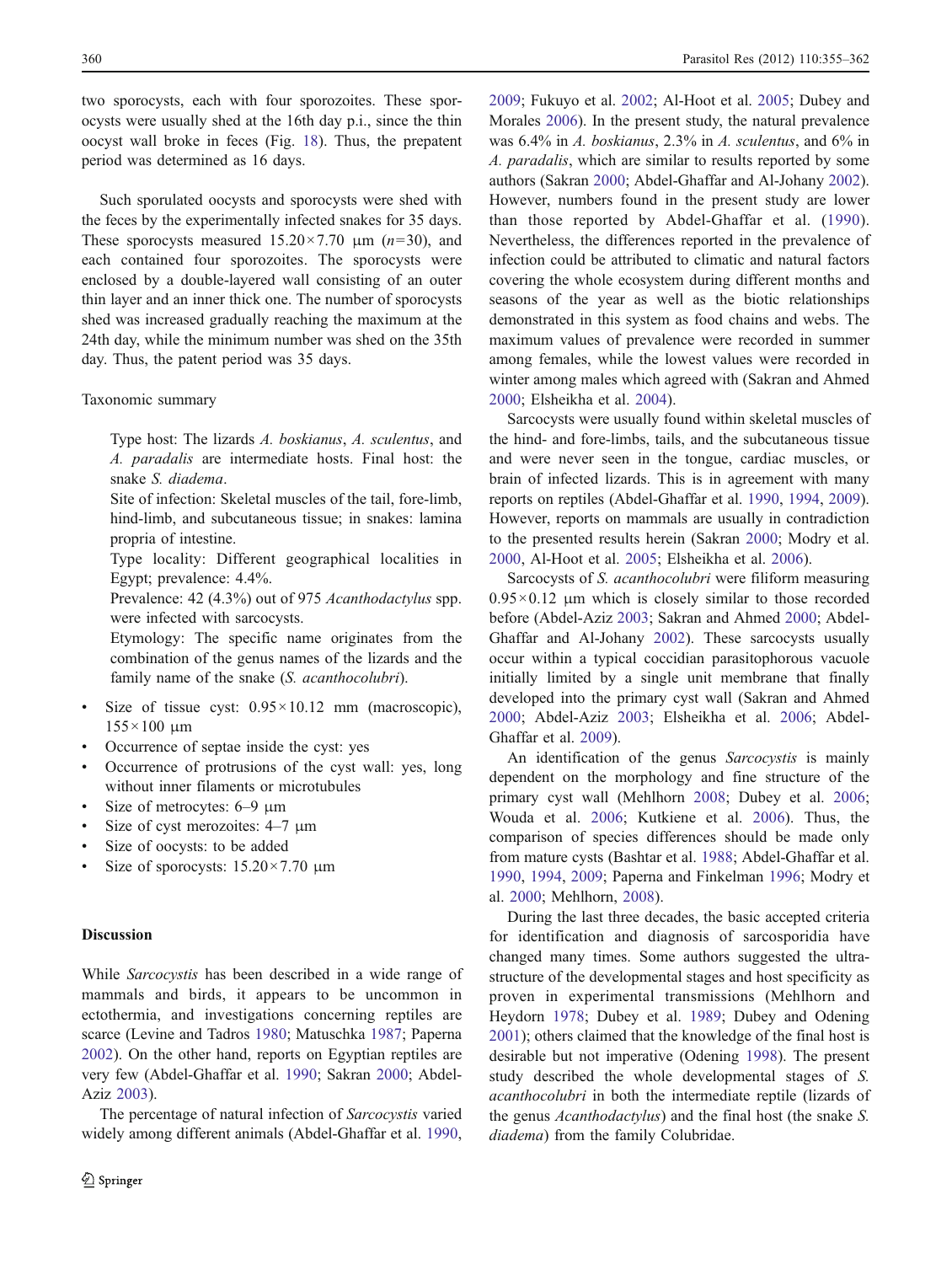two sporocysts, each with four sporozoites. These sporocysts were usually shed at the 16th day p.i., since the thin oocyst wall broke in feces (Fig. 18). Thus, the prepatent period was determined as 16 days.

Such sporulated oocysts and sporocysts were shed with the feces by the experimentally infected snakes for 35 days. These sporocysts measured 15.20×7.70 μm ($n$=30), and each contained four sporozoites. The sporocysts were enclosed by a double-layered wall consisting of an outer thin layer and an inner thick one. The number of sporocysts shed was increased gradually reaching the maximum at the 24th day, while the minimum number was shed on the 35th day. Thus, the patent period was 35 days.

Taxonomic summary

Type host: The lizards *A. boskianus*, *A. sculentus*, and *A. paradalis* are intermediate hosts. Final host: the snake *S. diadema*.

Site of infection: Skeletal muscles of the tail, fore-limb, hind-limb, and subcutaneous tissue; in snakes: lamina propria of intestine.

Type locality: Different geographical localities in Egypt; prevalence: 4.4%.

Prevalence: 42 (4.3%) out of 975 *Acanthodactylus* spp. were infected with sarcocysts.

Etymology: The specific name originates from the combination of the genus names of the lizards and the family name of the snake (*S. acanthocolubri*).

- Size of tissue cyst: 0.95×10.12 mm (macroscopic), 155×100 μm
- Occurrence of septae inside the cyst: yes
- Occurrence of protrusions of the cyst wall: yes, long without inner filaments or microtubules
- Size of metrocytes: 6–9 μm
- Size of cyst merozoites: 4–7 μm
- Size of oocysts: to be added
- Size of sporocysts: 15.20×7.70 μm

## Discussion

While *Sarcocystis* has been described in a wide range of mammals and birds, it appears to be uncommon in ectothermia, and investigations concerning reptiles are scarce (Levine and Tadros 1980; Matuschka 1987; Paperna 2002). On the other hand, reports on Egyptian reptiles are very few (Abdel-Ghaffar et al. 1990; Sakran 2000; Abdel-Aziz 2003).

The percentage of natural infection of *Sarcocystis* varied widely among different animals (Abdel-Ghaffar et al. 1990, 2009; Fukuyo et al. 2002; Al-Hoot et al. 2005; Dubey and Morales 2006). In the present study, the natural prevalence was 6.4% in *A. boskianus*, 2.3% in *A. sculentus*, and 6% in *A. paradalis*, which are similar to results reported by some authors (Sakran 2000; Abdel-Ghaffar and Al-Johany 2002). However, numbers found in the present study are lower than those reported by Abdel-Ghaffar et al. (1990). Nevertheless, the differences reported in the prevalence of infection could be attributed to climatic and natural factors covering the whole ecosystem during different months and seasons of the year as well as the biotic relationships demonstrated in this system as food chains and webs. The maximum values of prevalence were recorded in summer among females, while the lowest values were recorded in winter among males which agreed with (Sakran and Ahmed 2000; Elsheikha et al. 2004).

Sarcocysts were usually found within skeletal muscles of the hind- and fore-limbs, tails, and the subcutaneous tissue and were never seen in the tongue, cardiac muscles, or brain of infected lizards. This is in agreement with many reports on reptiles (Abdel-Ghaffar et al. 1990, 1994, 2009). However, reports on mammals are usually in contradiction to the presented results herein (Sakran 2000; Modry et al. 2000, Al-Hoot et al. 2005; Elsheikha et al. 2006).

Sarcocysts of *S. acanthocolubri* were filiform measuring 0.95×0.12 μm which is closely similar to those recorded before (Abdel-Aziz 2003; Sakran and Ahmed 2000; Abdel-Ghaffar and Al-Johany 2002). These sarcocysts usually occur within a typical coccidian parasitophorous vacuole initially limited by a single unit membrane that finally developed into the primary cyst wall (Sakran and Ahmed 2000; Abdel-Aziz 2003; Elsheikha et al. 2006; Abdel-Ghaffar et al. 2009).

An identification of the genus *Sarcocystis* is mainly dependent on the morphology and fine structure of the primary cyst wall (Mehlhorn 2008; Dubey et al. 2006; Wouda et al. 2006; Kutkiene et al. 2006). Thus, the comparison of species differences should be made only from mature cysts (Bashtar et al. 1988; Abdel-Ghaffar et al. 1990, 1994, 2009; Paperna and Finkelman 1996; Modry et al. 2000; Mehlhorn, 2008).

During the last three decades, the basic accepted criteria for identification and diagnosis of sarcosporidia have changed many times. Some authors suggested the ultrastructure of the developmental stages and host specificity as proven in experimental transmissions (Mehlhorn and Heydorn 1978; Dubey et al. 1989; Dubey and Odening 2001); others claimed that the knowledge of the final host is desirable but not imperative (Odening 1998). The present study described the whole developmental stages of *S. acanthocolubri* in both the intermediate reptile (lizards of the genus *Acanthodactylus*) and the final host (the snake *S. diadema*) from the family Colubridae.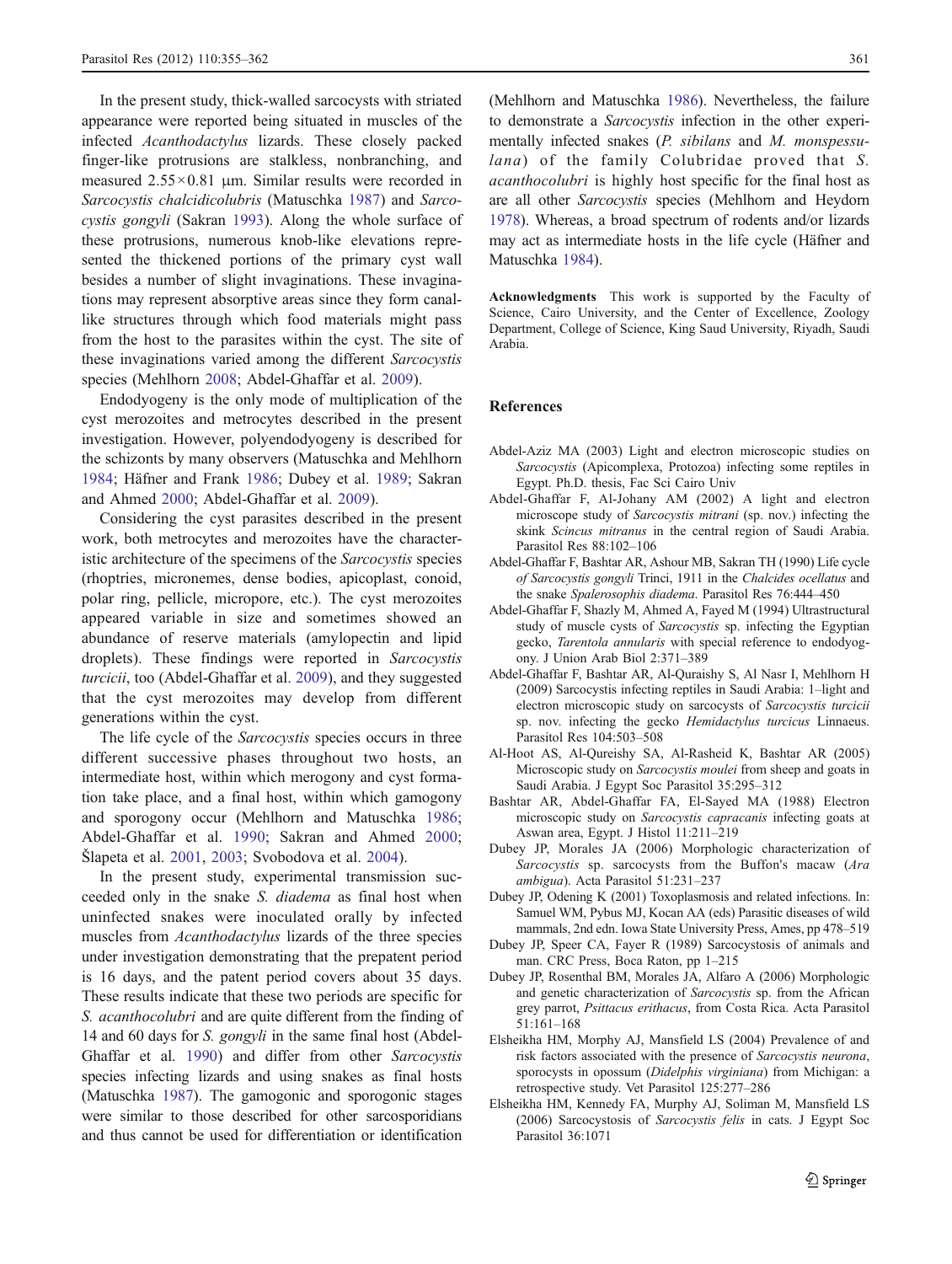In the present study, thick-walled sarcocysts with striated appearance were reported being situated in muscles of the infected *Acanthodactylus* lizards. These closely packed finger-like protrusions are stalkless, nonbranching, and measured 2.55×0.81 µm. Similar results were recorded in *Sarcocystis chalcidicolubris* (Matuschka 1987) and *Sarcocystis gongyli* (Sakran 1993). Along the whole surface of these protrusions, numerous knob-like elevations represented the thickened portions of the primary cyst wall besides a number of slight invaginations. These invaginations may represent absorptive areas since they form canal-like structures through which food materials might pass from the host to the parasites within the cyst. The site of these invaginations varied among the different *Sarcocystis* species (Mehlhorn 2008; Abdel-Ghaffar et al. 2009).

Endodyogeny is the only mode of multiplication of the cyst merozoites and metrocytes described in the present investigation. However, polyendodyogeny is described for the schizonts by many observers (Matuschka and Mehlhorn 1984; Häfner and Frank 1986; Dubey et al. 1989; Sakran and Ahmed 2000; Abdel-Ghaffar et al. 2009).

Considering the cyst parasites described in the present work, both metrocytes and merozoites have the characteristic architecture of the specimens of the *Sarcocystis* species (rhoptries, micronemes, dense bodies, apicoplast, conoid, polar ring, pellicle, micropore, etc.). The cyst merozoites appeared variable in size and sometimes showed an abundance of reserve materials (amylopectin and lipid droplets). These findings were reported in *Sarcocystis turcicii*, too (Abdel-Ghaffar et al. 2009), and they suggested that the cyst merozoites may develop from different generations within the cyst.

The life cycle of the *Sarcocystis* species occurs in three different successive phases throughout two hosts, an intermediate host, within which merogony and cyst formation take place, and a final host, within which gamogony and sporogony occur (Mehlhorn and Matuschka 1986; Abdel-Ghaffar et al. 1990; Sakran and Ahmed 2000; Šlapeta et al. 2001, 2003; Svobodova et al. 2004).

In the present study, experimental transmission succeeded only in the snake *S. diadema* as final host when uninfected snakes were inoculated orally by infected muscles from *Acanthodactylus* lizards of the three species under investigation demonstrating that the prepatent period is 16 days, and the patent period covers about 35 days. These results indicate that these two periods are specific for *S. acanthocolubri* and are quite different from the finding of 14 and 60 days for *S. gongyli* in the same final host (Abdel-Ghaffar et al. 1990) and differ from other *Sarcocystis* species infecting lizards and using snakes as final hosts (Matuschka 1987). The gamogonic and sporogonic stages were similar to those described for other sarcosporidians and thus cannot be used for differentiation or identification (Mehlhorn and Matuschka 1986). Nevertheless, the failure to demonstrate a *Sarcocystis* infection in the other experimentally infected snakes (*P. sibilans* and *M. monspessulana*) of the family Colubridae proved that *S. acanthocolubri* is highly host specific for the final host as are all other *Sarcocystis* species (Mehlhorn and Heydorn 1978). Whereas, a broad spectrum of rodents and/or lizards may act as intermediate hosts in the life cycle (Häfner and Matuschka 1984).

**Acknowledgments** This work is supported by the Faculty of Science, Cairo University, and the Center of Excellence, Zoology Department, College of Science, King Saud University, Riyadh, Saudi Arabia.

## References

Abdel-Aziz MA (2003) Light and electron microscopic studies on *Sarcocystis* (Apicomplexa, Protozoa) infecting some reptiles in Egypt. Ph.D. thesis, Fac Sci Cairo Univ

Abdel-Ghaffar F, Al-Johany AM (2002) A light and electron microscope study of *Sarcocystis mitrani* (sp. nov.) infecting the skink *Scincus mitranus* in the central region of Saudi Arabia. Parasitol Res 88:102–106

Abdel-Ghaffar F, Bashtar AR, Ashour MB, Sakran TH (1990) Life cycle *of Sarcocystis gongyli* Trinci, 1911 in the *Chalcides ocellatus* and the snake *Spalerosophis diadema*. Parasitol Res 76:444–450

Abdel-Ghaffar F, Shazly M, Ahmed A, Fayed M (1994) Ultrastructural study of muscle cysts of *Sarcocystis* sp. infecting the Egyptian gecko, *Tarentola annularis* with special reference to endodyogony. J Union Arab Biol 2:371–389

Abdel-Ghaffar F, Bashtar AR, Al-Quraishy S, Al Nasr I, Mehlhorn H (2009) Sarcocystis infecting reptiles in Saudi Arabia: 1–light and electron microscopic study on sarcocysts of *Sarcocystis turcicii* sp. nov. infecting the gecko *Hemidactylus turcicus* Linnaeus. Parasitol Res 104:503–508

Al-Hoot AS, Al-Qureishy SA, Al-Rasheid K, Bashtar AR (2005) Microscopic study on *Sarcocystis moulei* from sheep and goats in Saudi Arabia. J Egypt Soc Parasitol 35:295–312

Bashtar AR, Abdel-Ghaffar FA, El-Sayed MA (1988) Electron microscopic study on *Sarcocystis capracanis* infecting goats at Aswan area, Egypt. J Histol 11:211–219

Dubey JP, Morales JA (2006) Morphologic characterization of *Sarcocystis* sp. sarcocysts from the Buffon's macaw (*Ara ambigua*). Acta Parasitol 51:231–237

Dubey JP, Odening K (2001) Toxoplasmosis and related infections. In: Samuel WM, Pybus MJ, Kocan AA (eds) Parasitic diseases of wild mammals, 2nd edn. Iowa State University Press, Ames, pp 478–519

Dubey JP, Speer CA, Fayer R (1989) Sarcocystosis of animals and man. CRC Press, Boca Raton, pp 1–215

Dubey JP, Rosenthal BM, Morales JA, Alfaro A (2006) Morphologic and genetic characterization of *Sarcocystis* sp. from the African grey parrot, *Psittacus erithacus*, from Costa Rica. Acta Parasitol 51:161–168

Elsheikha HM, Morphy AJ, Mansfield LS (2004) Prevalence of and risk factors associated with the presence of *Sarcocystis neurona*, sporocysts in opossum (*Didelphis virginiana*) from Michigan: a retrospective study. Vet Parasitol 125:277–286

Elsheikha HM, Kennedy FA, Murphy AJ, Soliman M, Mansfield LS (2006) Sarcocystosis of *Sarcocystis felis* in cats. J Egypt Soc Parasitol 36:1071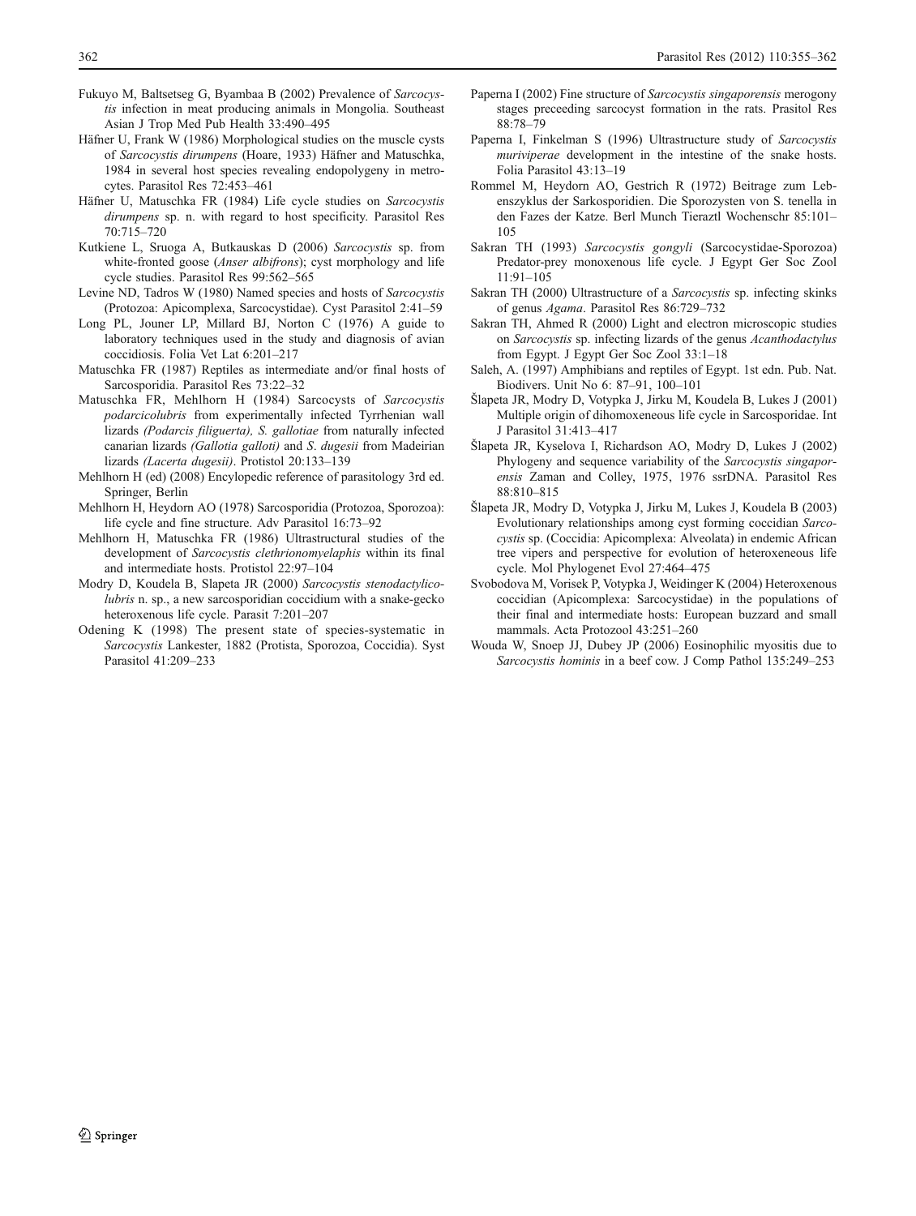Fukuyo M, Baltsetseg G, Byambaa B (2002) Prevalence of *Sarcocystis* infection in meat producing animals in Mongolia. Southeast Asian J Trop Med Pub Health 33:490–495

Häfner U, Frank W (1986) Morphological studies on the muscle cysts of *Sarcocystis dirumpens* (Hoare, 1933) Häfner and Matuschka, 1984 in several host species revealing endopolygeny in metrocytes. Parasitol Res 72:453–461

Häfner U, Matuschka FR (1984) Life cycle studies on *Sarcocystis dirumpens* sp. n. with regard to host specificity. Parasitol Res 70:715–720

Kutkiene L, Sruoga A, Butkauskas D (2006) *Sarcocystis* sp. from white-fronted goose (*Anser albifrons*); cyst morphology and life cycle studies. Parasitol Res 99:562–565

Levine ND, Tadros W (1980) Named species and hosts of *Sarcocystis* (Protozoa: Apicomplexa, Sarcocystidae). Cyst Parasitol 2:41–59

Long PL, Jouner LP, Millard BJ, Norton C (1976) A guide to laboratory techniques used in the study and diagnosis of avian coccidiosis. Folia Vet Lat 6:201–217

Matuschka FR (1987) Reptiles as intermediate and/or final hosts of Sarcosporidia. Parasitol Res 73:22–32

Matuschka FR, Mehlhorn H (1984) Sarcocysts of *Sarcocystis podarcicolubris* from experimentally infected Tyrrhenian wall lizards *(Podarcis filiguerta), S. gallotiae* from naturally infected canarian lizards *(Gallotia galloti)* and *S. dugesii* from Madeirian lizards *(Lacerta dugesii)*. Protistol 20:133–139

Mehlhorn H (ed) (2008) Encylopedic reference of parasitology 3rd ed. Springer, Berlin

Mehlhorn H, Heydorn AO (1978) Sarcosporidia (Protozoa, Sporozoa): life cycle and fine structure. Adv Parasitol 16:73–92

Mehlhorn H, Matuschka FR (1986) Ultrastructural studies of the development of *Sarcocystis clethrionomyelaphis* within its final and intermediate hosts. Protistol 22:97–104

Modry D, Koudela B, Slapeta JR (2000) *Sarcocystis stenodactylicolubris* n. sp., a new sarcosporidian coccidium with a snake-gecko heteroxenous life cycle. Parasit 7:201–207

Odening K (1998) The present state of species-systematic in *Sarcocystis* Lankester, 1882 (Protista, Sporozoa, Coccidia). Syst Parasitol 41:209–233

Paperna I (2002) Fine structure of *Sarcocystis singaporensis* merogony stages preceeding sarcocyst formation in the rats. Prasitol Res 88:78–79

Paperna I, Finkelman S (1996) Ultrastructure study of *Sarcocystis muriviperae* development in the intestine of the snake hosts. Folia Parasitol 43:13–19

Rommel M, Heydorn AO, Gestrich R (1972) Beitrage zum Lebenszyklus der Sarkosporidien. Die Sporozysten von S. tenella in den Fazes der Katze. Berl Munch Tieraztl Wochenschr 85:101–105

Sakran TH (1993) *Sarcocystis gongyli* (Sarcocystidae-Sporozoa) Predator-prey monoxenous life cycle. J Egypt Ger Soc Zool 11:91–105

Sakran TH (2000) Ultrastructure of a *Sarcocystis* sp. infecting skinks of genus *Agama*. Parasitol Res 86:729–732

Sakran TH, Ahmed R (2000) Light and electron microscopic studies on *Sarcocystis* sp. infecting lizards of the genus *Acanthodactylus* from Egypt. J Egypt Ger Soc Zool 33:1–18

Saleh, A. (1997) Amphibians and reptiles of Egypt. 1st edn. Pub. Nat. Biodivers. Unit No 6: 87–91, 100–101

Šlapeta JR, Modry D, Votypka J, Jirku M, Koudela B, Lukes J (2001) Multiple origin of dihomoxeneous life cycle in Sarcosporidae. Int J Parasitol 31:413–417

Šlapeta JR, Kyselova I, Richardson AO, Modry D, Lukes J (2002) Phylogeny and sequence variability of the *Sarcocystis singaporensis* Zaman and Colley, 1975, 1976 ssrDNA. Parasitol Res 88:810–815

Šlapeta JR, Modry D, Votypka J, Jirku M, Lukes J, Koudela B (2003) Evolutionary relationships among cyst forming coccidian *Sarcocystis* sp. (Coccidia: Apicomplexa: Alveolata) in endemic African tree vipers and perspective for evolution of heteroxeneous life cycle. Mol Phylogenet Evol 27:464–475

Svobodova M, Vorisek P, Votypka J, Weidinger K (2004) Heteroxenous coccidian (Apicomplexa: Sarcocystidae) in the populations of their final and intermediate hosts: European buzzard and small mammals. Acta Protozool 43:251–260

Wouda W, Snoep JJ, Dubey JP (2006) Eosinophilic myositis due to *Sarcocystis hominis* in a beef cow. J Comp Pathol 135:249–253